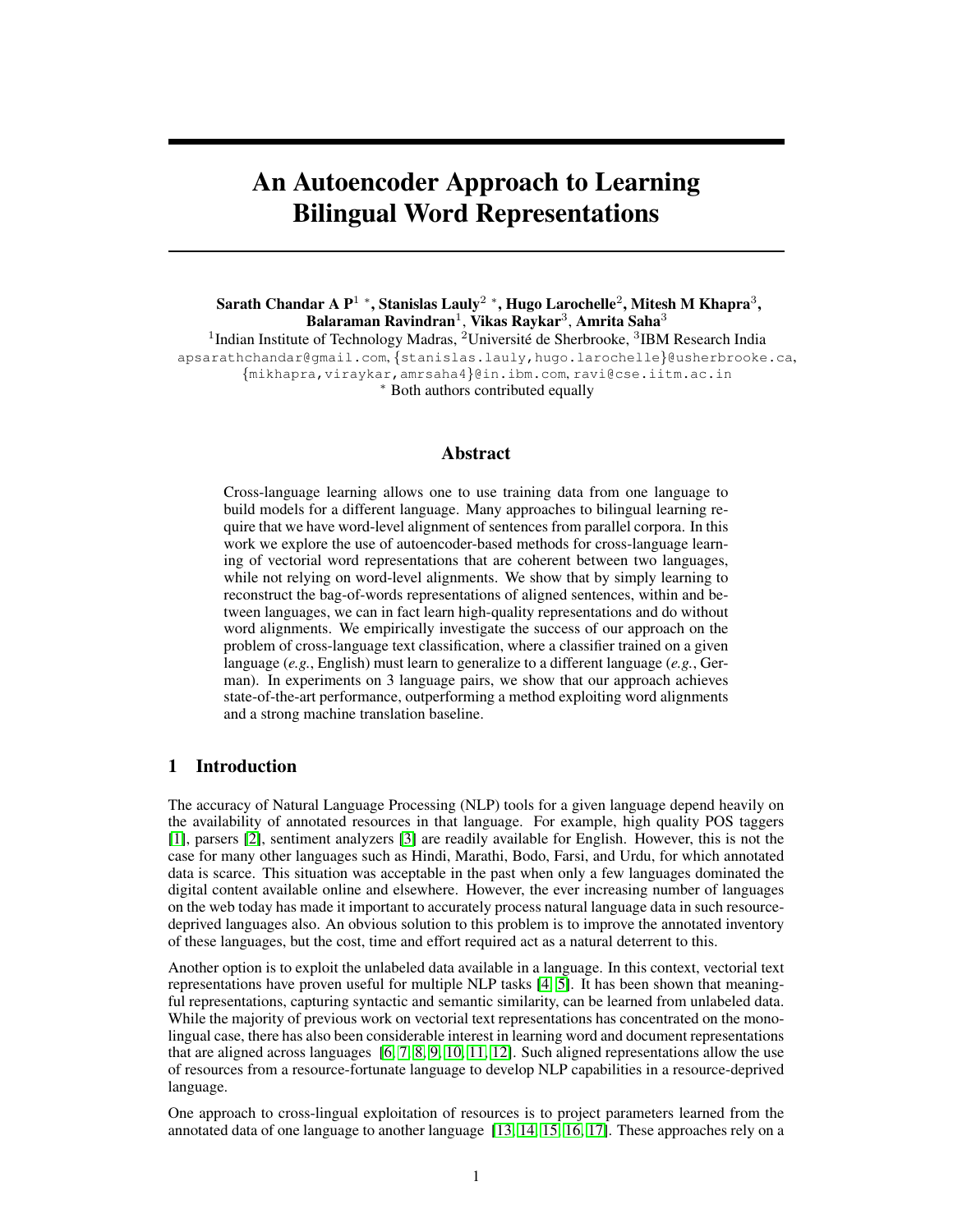# An Autoencoder Approach to Learning Bilingual Word Representations

**Sarath Chandar A P[1] \*, Stanislas Lauly[2] \*, Hugo Larochelle[2], Mitesh M Khapra[3], Balaraman Ravindran[1], Vikas Raykar[3], Amrita Saha[3]**

[1]Indian Institute of Technology Madras, [2]Université de Sherbrooke, [3]IBM Research India

apsarathchandar@gmail.com, {stanislas.lauly,hugo.larochelle}@usherbrooke.ca, {mikhapra,viraykar,amrsaha4}@in.ibm.com, ravi@cse.iitm.ac.in

\* Both authors contributed equally

## Abstract

Cross-language learning allows one to use training data from one language to build models for a different language. Many approaches to bilingual learning require that we have word-level alignment of sentences from parallel corpora. In this work we explore the use of autoencoder-based methods for cross-language learning of vectorial word representations that are coherent between two languages, while not relying on word-level alignments. We show that by simply learning to reconstruct the bag-of-words representations of aligned sentences, within and between languages, we can in fact learn high-quality representations and do without word alignments. We empirically investigate the success of our approach on the problem of cross-language text classification, where a classifier trained on a given language (*e.g.*, English) must learn to generalize to a different language (*e.g.*, German). In experiments on 3 language pairs, we show that our approach achieves state-of-the-art performance, outperforming a method exploiting word alignments and a strong machine translation baseline.

## 1 Introduction

The accuracy of Natural Language Processing (NLP) tools for a given language depend heavily on the availability of annotated resources in that language. For example, high quality POS taggers [1], parsers [2], sentiment analyzers [3] are readily available for English. However, this is not the case for many other languages such as Hindi, Marathi, Bodo, Farsi, and Urdu, for which annotated data is scarce. This situation was acceptable in the past when only a few languages dominated the digital content available online and elsewhere. However, the ever increasing number of languages on the web today has made it important to accurately process natural language data in such resource-deprived languages also. An obvious solution to this problem is to improve the annotated inventory of these languages, but the cost, time and effort required act as a natural deterrent to this.

Another option is to exploit the unlabeled data available in a language. In this context, vectorial text representations have proven useful for multiple NLP tasks [4, 5]. It has been shown that meaningful representations, capturing syntactic and semantic similarity, can be learned from unlabeled data. While the majority of previous work on vectorial text representations has concentrated on the monolingual case, there has also been considerable interest in learning word and document representations that are aligned across languages [6, 7, 8, 9, 10, 11, 12]. Such aligned representations allow the use of resources from a resource-fortunate language to develop NLP capabilities in a resource-deprived language.

One approach to cross-lingual exploitation of resources is to project parameters learned from the annotated data of one language to another language [13, 14, 15, 16, 17]. These approaches rely on a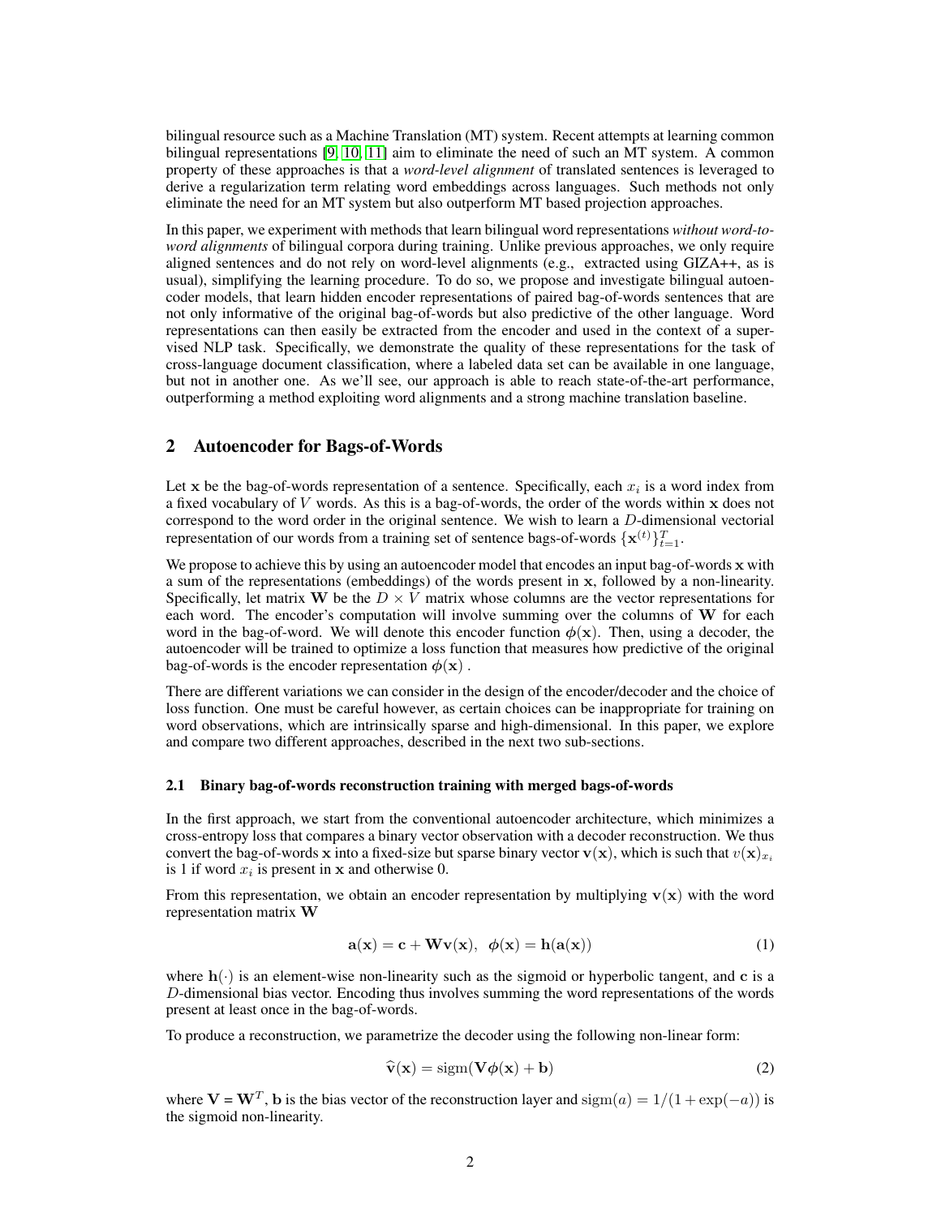bilingual resource such as a Machine Translation (MT) system. Recent attempts at learning common bilingual representations [9, 10, 11] aim to eliminate the need of such an MT system. A common property of these approaches is that a *word-level alignment* of translated sentences is leveraged to derive a regularization term relating word embeddings across languages. Such methods not only eliminate the need for an MT system but also outperform MT based projection approaches.

In this paper, we experiment with methods that learn bilingual word representations *without word-to-word alignments* of bilingual corpora during training. Unlike previous approaches, we only require aligned sentences and do not rely on word-level alignments (e.g., extracted using GIZA++, as is usual), simplifying the learning procedure. To do so, we propose and investigate bilingual autoencoder models, that learn hidden encoder representations of paired bag-of-words sentences that are not only informative of the original bag-of-words but also predictive of the other language. Word representations can then easily be extracted from the encoder and used in the context of a supervised NLP task. Specifically, we demonstrate the quality of these representations for the task of cross-language document classification, where a labeled data set can be available in one language, but not in another one. As we'll see, our approach is able to reach state-of-the-art performance, outperforming a method exploiting word alignments and a strong machine translation baseline.

## 2 Autoencoder for Bags-of-Words

Let $\mathbf{x}$ be the bag-of-words representation of a sentence. Specifically, each $x_i$ is a word index from a fixed vocabulary of $V$ words. As this is a bag-of-words, the order of the words within $\mathbf{x}$ does not correspond to the word order in the original sentence. We wish to learn a $D$-dimensional vectorial representation of our words from a training set of sentence bags-of-words $\{\mathbf{x}^{(t)}\}_{t=1}^{T}$.

We propose to achieve this by using an autoencoder model that encodes an input bag-of-words $\mathbf{x}$ with a sum of the representations (embeddings) of the words present in $\mathbf{x}$, followed by a non-linearity. Specifically, let matrix $\mathbf{W}$ be the $D \times V$ matrix whose columns are the vector representations for each word. The encoder's computation will involve summing over the columns of $\mathbf{W}$ for each word in the bag-of-word. We will denote this encoder function $\boldsymbol{\phi}(\mathbf{x})$. Then, using a decoder, the autoencoder will be trained to optimize a loss function that measures how predictive of the original bag-of-words is the encoder representation $\boldsymbol{\phi}(\mathbf{x})$ .

There are different variations we can consider in the design of the encoder/decoder and the choice of loss function. One must be careful however, as certain choices can be inappropriate for training on word observations, which are intrinsically sparse and high-dimensional. In this paper, we explore and compare two different approaches, described in the next two sub-sections.

### 2.1 Binary bag-of-words reconstruction training with merged bags-of-words

In the first approach, we start from the conventional autoencoder architecture, which minimizes a cross-entropy loss that compares a binary vector observation with a decoder reconstruction. We thus convert the bag-of-words $\mathbf{x}$ into a fixed-size but sparse binary vector $\mathbf{v}(\mathbf{x})$, which is such that $v(\mathbf{x})_{x_i}$ is 1 if word $x_i$ is present in $\mathbf{x}$ and otherwise 0.

From this representation, we obtain an encoder representation by multiplying $\mathbf{v}(\mathbf{x})$ with the word representation matrix $\mathbf{W}$

$$\mathbf{a}(\mathbf{x}) = \mathbf{c} + \mathbf{W}\mathbf{v}(\mathbf{x}), \;\; \boldsymbol{\phi}(\mathbf{x}) = \mathbf{h}(\mathbf{a}(\mathbf{x})) \tag{1}$$

where $\mathbf{h}(\cdot)$ is an element-wise non-linearity such as the sigmoid or hyperbolic tangent, and $\mathbf{c}$ is a $D$-dimensional bias vector. Encoding thus involves summing the word representations of the words present at least once in the bag-of-words.

To produce a reconstruction, we parametrize the decoder using the following non-linear form:

$$\widehat{\mathbf{v}}(\mathbf{x}) = \mathrm{sigm}(\mathbf{V}\boldsymbol{\phi}(\mathbf{x}) + \mathbf{b}) \tag{2}$$

where $\mathbf{V} = \mathbf{W}^T$, $\mathbf{b}$ is the bias vector of the reconstruction layer and $\mathrm{sigm}(a) = 1/(1 + \exp(-a))$ is the sigmoid non-linearity.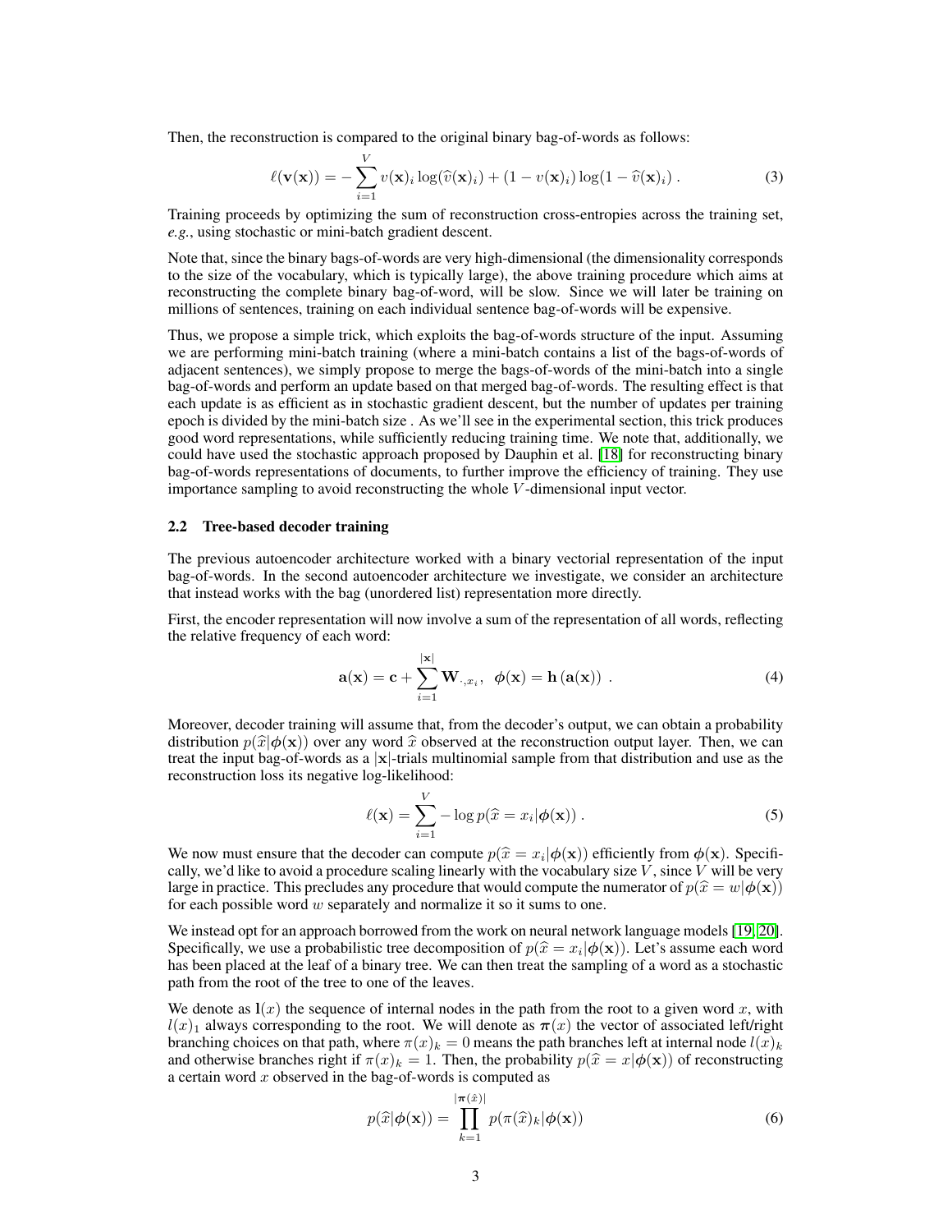Then, the reconstruction is compared to the original binary bag-of-words as follows:

$$\ell(\mathbf{v}(\mathbf{x})) = -\sum_{i=1}^{V} v(\mathbf{x})_i \log(\widehat{v}(\mathbf{x})_i) + (1 - v(\mathbf{x})_i)\log(1 - \widehat{v}(\mathbf{x})_i) \,. \tag{3}$$

Training proceeds by optimizing the sum of reconstruction cross-entropies across the training set, *e.g.*, using stochastic or mini-batch gradient descent.

Note that, since the binary bags-of-words are very high-dimensional (the dimensionality corresponds to the size of the vocabulary, which is typically large), the above training procedure which aims at reconstructing the complete binary bag-of-word, will be slow. Since we will later be training on millions of sentences, training on each individual sentence bag-of-words will be expensive.

Thus, we propose a simple trick, which exploits the bag-of-words structure of the input. Assuming we are performing mini-batch training (where a mini-batch contains a list of the bags-of-words of adjacent sentences), we simply propose to merge the bags-of-words of the mini-batch into a single bag-of-words and perform an update based on that merged bag-of-words. The resulting effect is that each update is as efficient as in stochastic gradient descent, but the number of updates per training epoch is divided by the mini-batch size . As we'll see in the experimental section, this trick produces good word representations, while sufficiently reducing training time. We note that, additionally, we could have used the stochastic approach proposed by Dauphin et al. [18] for reconstructing binary bag-of-words representations of documents, to further improve the efficiency of training. They use importance sampling to avoid reconstructing the whole $V$-dimensional input vector.

### 2.2 Tree-based decoder training

The previous autoencoder architecture worked with a binary vectorial representation of the input bag-of-words. In the second autoencoder architecture we investigate, we consider an architecture that instead works with the bag (unordered list) representation more directly.

First, the encoder representation will now involve a sum of the representation of all words, reflecting the relative frequency of each word:

$$\mathbf{a}(\mathbf{x}) = \mathbf{c} + \sum_{i=1}^{|\mathbf{x}|} \mathbf{W}_{\cdot, x_i}, \;\; \boldsymbol{\phi}(\mathbf{x}) = \mathbf{h}\left(\mathbf{a}(\mathbf{x})\right) \,. \tag{4}$$

Moreover, decoder training will assume that, from the decoder's output, we can obtain a probability distribution $p(\widehat{x}|\boldsymbol{\phi}(\mathbf{x}))$ over any word $\widehat{x}$ observed at the reconstruction output layer. Then, we can treat the input bag-of-words as a $|\mathbf{x}|$-trials multinomial sample from that distribution and use as the reconstruction loss its negative log-likelihood:

$$\ell(\mathbf{x}) = \sum_{i=1}^{V} -\log p(\widehat{x} = x_i|\boldsymbol{\phi}(\mathbf{x})) \,. \tag{5}$$

We now must ensure that the decoder can compute $p(\widehat{x} = x_i|\boldsymbol{\phi}(\mathbf{x}))$ efficiently from $\boldsymbol{\phi}(\mathbf{x})$. Specifically, we'd like to avoid a procedure scaling linearly with the vocabulary size $V$, since $V$ will be very large in practice. This precludes any procedure that would compute the numerator of $p(\widehat{x} = w|\boldsymbol{\phi}(\mathbf{x}))$ for each possible word $w$ separately and normalize it so it sums to one.

We instead opt for an approach borrowed from the work on neural network language models [19, 20]. Specifically, we use a probabilistic tree decomposition of $p(\widehat{x} = x_i|\boldsymbol{\phi}(\mathbf{x}))$. Let's assume each word has been placed at the leaf of a binary tree. We can then treat the sampling of a word as a stochastic path from the root of the tree to one of the leaves.

We denote as $\mathbf{l}(x)$ the sequence of internal nodes in the path from the root to a given word $x$, with $l(x)_1$ always corresponding to the root. We will denote as $\boldsymbol{\pi}(x)$ the vector of associated left/right branching choices on that path, where $\pi(x)_k = 0$ means the path branches left at internal node $l(x)_k$ and otherwise branches right if $\pi(x)_k = 1$. Then, the probability $p(\widehat{x} = x|\boldsymbol{\phi}(\mathbf{x}))$ of reconstructing a certain word $x$ observed in the bag-of-words is computed as

$$p(\widehat{x}|\boldsymbol{\phi}(\mathbf{x})) = \prod_{k=1}^{|\boldsymbol{\pi}(\hat{x})|} p(\pi(\widehat{x})_k|\boldsymbol{\phi}(\mathbf{x})) \tag{6}$$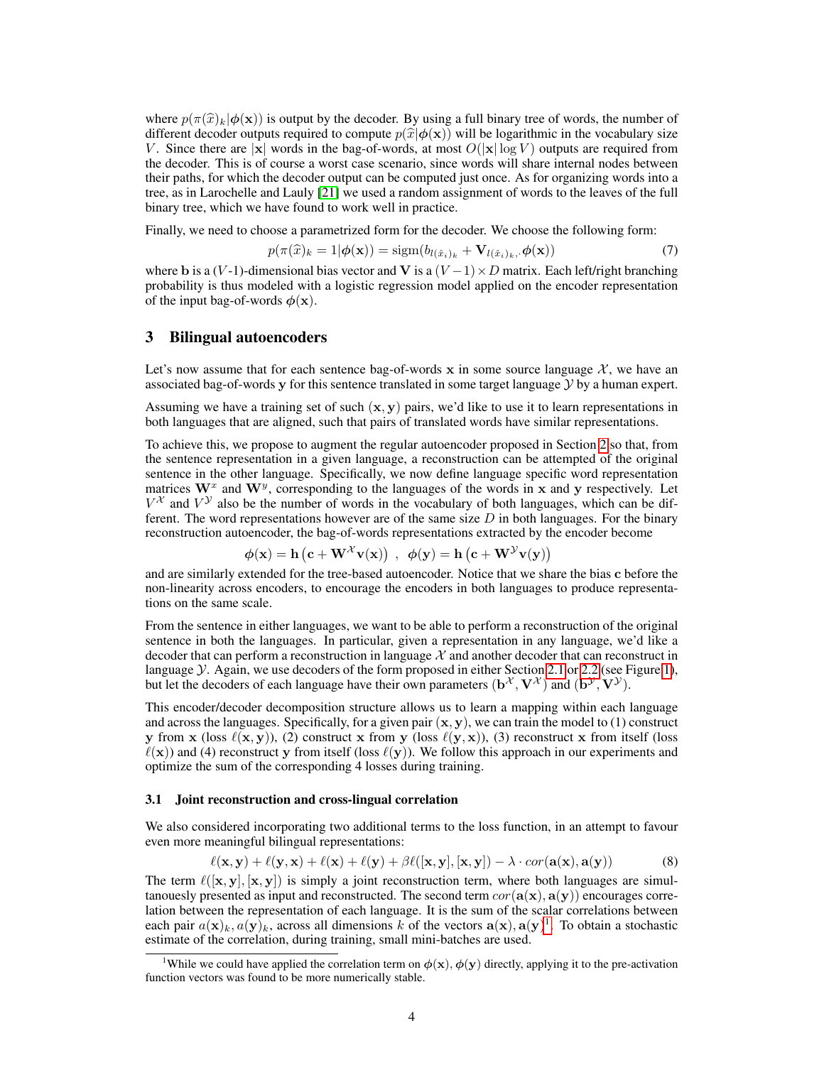where $p(\pi(\widehat{x})_k|\boldsymbol{\phi}(\mathbf{x}))$ is output by the decoder. By using a full binary tree of words, the number of different decoder outputs required to compute $p(\widehat{x}|\boldsymbol{\phi}(\mathbf{x}))$ will be logarithmic in the vocabulary size $V$. Since there are $|\mathbf{x}|$ words in the bag-of-words, at most $O(|\mathbf{x}| \log V)$ outputs are required from the decoder. This is of course a worst case scenario, since words will share internal nodes between their paths, for which the decoder output can be computed just once. As for organizing words into a tree, as in Larochelle and Lauly [21] we used a random assignment of words to the leaves of the full binary tree, which we have found to work well in practice.

Finally, we need to choose a parametrized form for the decoder. We choose the following form:

$$p(\pi(\widehat{x})_k = 1|\boldsymbol{\phi}(\mathbf{x})) = \mathrm{sigm}(b_{l(\hat{x}_i)_k} + \mathbf{V}_{l(\hat{x}_i)_k,\cdot}\boldsymbol{\phi}(\mathbf{x})) \tag{7}$$

where $\mathbf{b}$ is a $(V$-1$)$-dimensional bias vector and $\mathbf{V}$ is a $(V-1) \times D$ matrix. Each left/right branching probability is thus modeled with a logistic regression model applied on the encoder representation of the input bag-of-words $\boldsymbol{\phi}(\mathbf{x})$.

## 3 Bilingual autoencoders

Let's now assume that for each sentence bag-of-words $\mathbf{x}$ in some source language $\mathcal{X}$, we have an associated bag-of-words $\mathbf{y}$ for this sentence translated in some target language $\mathcal{Y}$ by a human expert.

Assuming we have a training set of such $(\mathbf{x}, \mathbf{y})$ pairs, we'd like to use it to learn representations in both languages that are aligned, such that pairs of translated words have similar representations.

To achieve this, we propose to augment the regular autoencoder proposed in Section 2 so that, from the sentence representation in a given language, a reconstruction can be attempted of the original sentence in the other language. Specifically, we now define language specific word representation matrices $\mathbf{W}^x$ and $\mathbf{W}^y$, corresponding to the languages of the words in $\mathbf{x}$ and $\mathbf{y}$ respectively. Let $V^{\mathcal{X}}$ and $V^{\mathcal{Y}}$ also be the number of words in the vocabulary of both languages, which can be different. The word representations however are of the same size $D$ in both languages. For the binary reconstruction autoencoder, the bag-of-words representations extracted by the encoder become

$$\boldsymbol{\phi}(\mathbf{x}) = \mathbf{h}\left(\mathbf{c} + \mathbf{W}^{\mathcal{X}}\mathbf{v}(\mathbf{x})\right) \ , \ \ \boldsymbol{\phi}(\mathbf{y}) = \mathbf{h}\left(\mathbf{c} + \mathbf{W}^{\mathcal{Y}}\mathbf{v}(\mathbf{y})\right)$$

and are similarly extended for the tree-based autoencoder. Notice that we share the bias $\mathbf{c}$ before the non-linearity across encoders, to encourage the encoders in both languages to produce representations on the same scale.

From the sentence in either languages, we want to be able to perform a reconstruction of the original sentence in both the languages. In particular, given a representation in any language, we'd like a decoder that can perform a reconstruction in language $\mathcal{X}$ and another decoder that can reconstruct in language $\mathcal{Y}$. Again, we use decoders of the form proposed in either Section 2.1 or 2.2 (see Figure 1), but let the decoders of each language have their own parameters $(\mathbf{b}^{\mathcal{X}}, \mathbf{V}^{\mathcal{X}})$ and $(\mathbf{b}^{\mathcal{Y}}, \mathbf{V}^{\mathcal{Y}})$.

This encoder/decoder decomposition structure allows us to learn a mapping within each language and across the languages. Specifically, for a given pair $(\mathbf{x}, \mathbf{y})$, we can train the model to (1) construct $\mathbf{y}$ from $\mathbf{x}$ (loss $\ell(\mathbf{x}, \mathbf{y})$), (2) construct $\mathbf{x}$ from $\mathbf{y}$ (loss $\ell(\mathbf{y}, \mathbf{x})$), (3) reconstruct $\mathbf{x}$ from itself (loss $\ell(\mathbf{x})$) and (4) reconstruct $\mathbf{y}$ from itself (loss $\ell(\mathbf{y})$). We follow this approach in our experiments and optimize the sum of the corresponding 4 losses during training.

### 3.1 Joint reconstruction and cross-lingual correlation

We also considered incorporating two additional terms to the loss function, in an attempt to favour even more meaningful bilingual representations:

$$\ell(\mathbf{x}, \mathbf{y}) + \ell(\mathbf{y}, \mathbf{x}) + \ell(\mathbf{x}) + \ell(\mathbf{y}) + \beta\ell([\mathbf{x}, \mathbf{y}], [\mathbf{x}, \mathbf{y}]) - \lambda \cdot cor(\mathbf{a}(\mathbf{x}), \mathbf{a}(\mathbf{y})) \tag{8}$$

The term $\ell([\mathbf{x}, \mathbf{y}], [\mathbf{x}, \mathbf{y}])$ is simply a joint reconstruction term, where both languages are simultanouesly presented as input and reconstructed. The second term $cor(\mathbf{a}(\mathbf{x}), \mathbf{a}(\mathbf{y}))$ encourages correlation between the representation of each language. It is the sum of the scalar correlations between each pair $a(\mathbf{x})_k, a(\mathbf{y})_k$, across all dimensions $k$ of the vectors $\mathbf{a}(\mathbf{x}), \mathbf{a}(\mathbf{y})$[1]. To obtain a stochastic estimate of the correlation, during training, small mini-batches are used.

[1]While we could have applied the correlation term on $\boldsymbol{\phi}(\mathbf{x}), \boldsymbol{\phi}(\mathbf{y})$ directly, applying it to the pre-activation function vectors was found to be more numerically stable.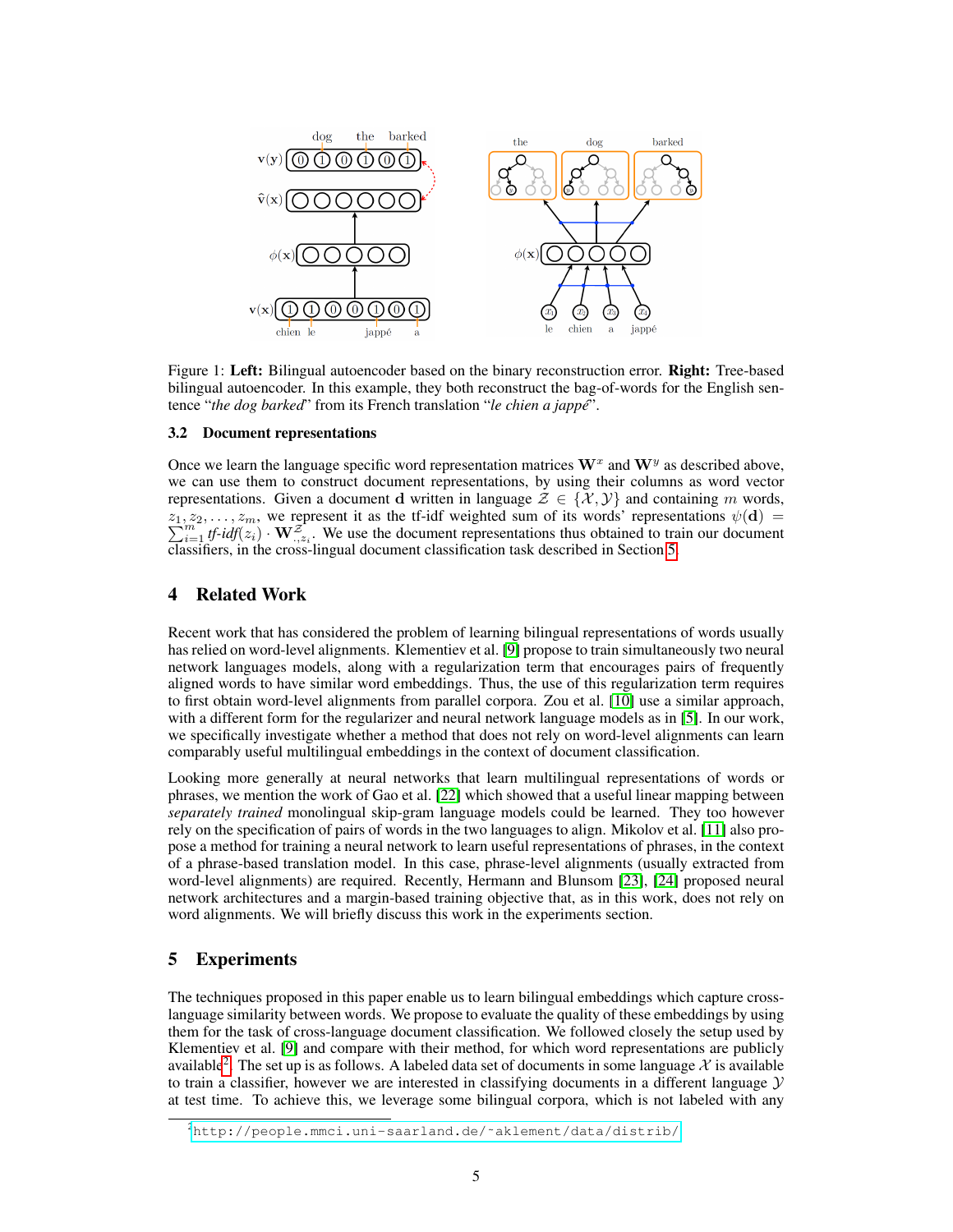Figure 1: **Left:** Bilingual autoencoder based on the binary reconstruction error. **Right:** Tree-based bilingual autoencoder. In this example, they both reconstruct the bag-of-words for the English sentence "*the dog barked*" from its French translation "*le chien a jappé*".

### 3.2 Document representations

Once we learn the language specific word representation matrices $\mathbf{W}^x$ and $\mathbf{W}^y$ as described above, we can use them to construct document representations, by using their columns as word vector representations. Given a document $\mathbf{d}$ written in language $\mathcal{Z} \in \{\mathcal{X}, \mathcal{Y}\}$ and containing $m$ words, $z_1, z_2, \ldots, z_m$, we represent it as the tf-idf weighted sum of its words' representations $\psi(\mathbf{d}) = \sum_{i=1}^{m} \textit{tf-idf}(z_i) \cdot \mathbf{W}^{\mathcal{Z}}_{\cdot, z_i}$. We use the document representations thus obtained to train our document classifiers, in the cross-lingual document classification task described in Section 5.

## 4 Related Work

Recent work that has considered the problem of learning bilingual representations of words usually has relied on word-level alignments. Klementiev et al. [9] propose to train simultaneously two neural network languages models, along with a regularization term that encourages pairs of frequently aligned words to have similar word embeddings. Thus, the use of this regularization term requires to first obtain word-level alignments from parallel corpora. Zou et al. [10] use a similar approach, with a different form for the regularizer and neural network language models as in [5]. In our work, we specifically investigate whether a method that does not rely on word-level alignments can learn comparably useful multilingual embeddings in the context of document classification.

Looking more generally at neural networks that learn multilingual representations of words or phrases, we mention the work of Gao et al. [22] which showed that a useful linear mapping between *separately trained* monolingual skip-gram language models could be learned. They too however rely on the specification of pairs of words in the two languages to align. Mikolov et al. [11] also propose a method for training a neural network to learn useful representations of phrases, in the context of a phrase-based translation model. In this case, phrase-level alignments (usually extracted from word-level alignments) are required. Recently, Hermann and Blunsom [23], [24] proposed neural network architectures and a margin-based training objective that, as in this work, does not rely on word alignments. We will briefly discuss this work in the experiments section.

## 5 Experiments

The techniques proposed in this paper enable us to learn bilingual embeddings which capture cross-language similarity between words. We propose to evaluate the quality of these embeddings by using them for the task of cross-language document classification. We followed closely the setup used by Klementiev et al. [9] and compare with their method, for which word representations are publicly available[2]. The set up is as follows. A labeled data set of documents in some language $\mathcal{X}$ is available to train a classifier, however we are interested in classifying documents in a different language $\mathcal{Y}$ at test time. To achieve this, we leverage some bilingual corpora, which is not labeled with any

[2] http://people.mmci.uni-saarland.de/~aklement/data/distrib/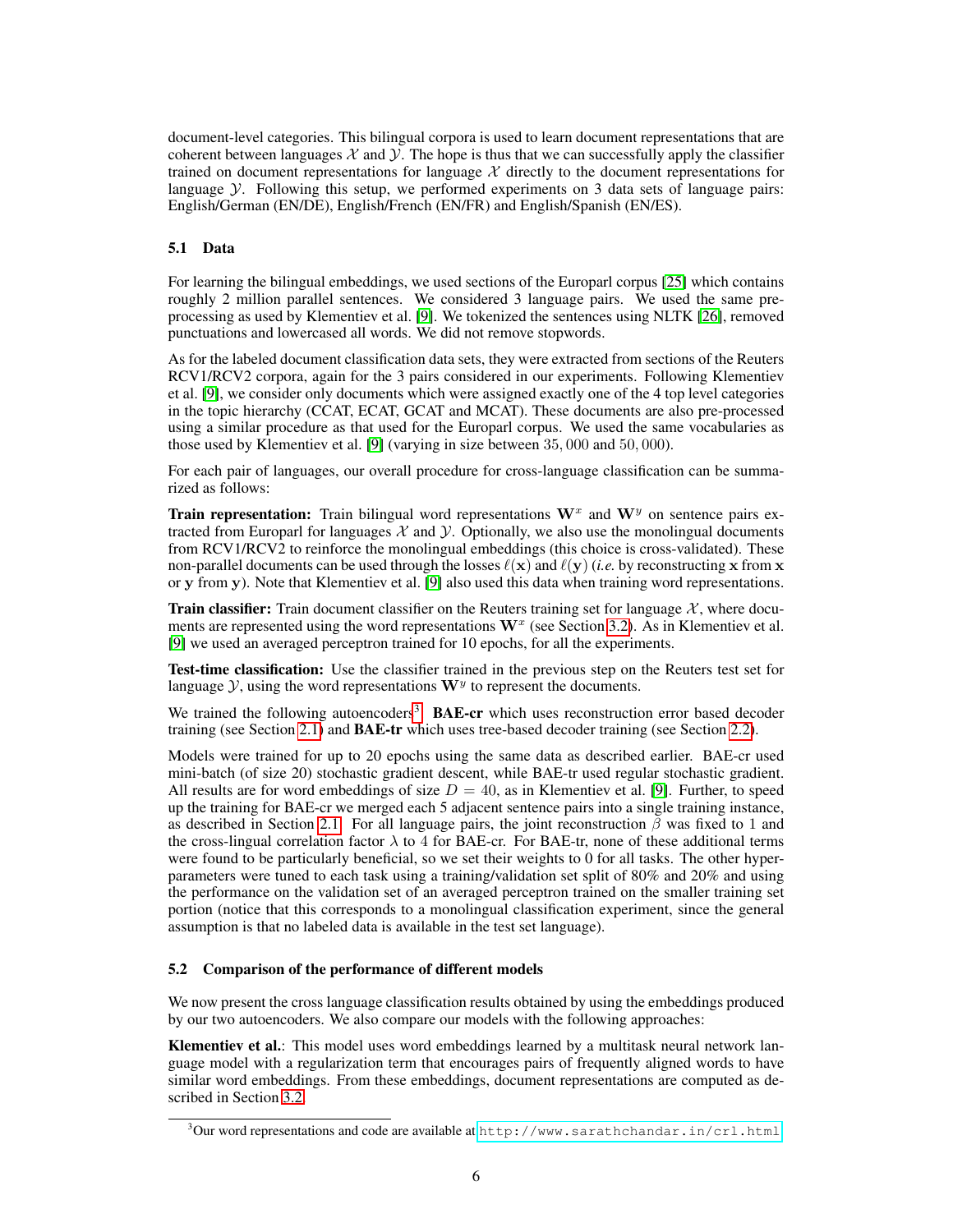document-level categories. This bilingual corpora is used to learn document representations that are coherent between languages $\mathcal{X}$ and $\mathcal{Y}$. The hope is thus that we can successfully apply the classifier trained on document representations for language $\mathcal{X}$ directly to the document representations for language $\mathcal{Y}$. Following this setup, we performed experiments on 3 data sets of language pairs: English/German (EN/DE), English/French (EN/FR) and English/Spanish (EN/ES).

### 5.1 Data

For learning the bilingual embeddings, we used sections of the Europarl corpus [25] which contains roughly 2 million parallel sentences. We considered 3 language pairs. We used the same pre-processing as used by Klementiev et al. [9]. We tokenized the sentences using NLTK [26], removed punctuations and lowercased all words. We did not remove stopwords.

As for the labeled document classification data sets, they were extracted from sections of the Reuters RCV1/RCV2 corpora, again for the 3 pairs considered in our experiments. Following Klementiev et al. [9], we consider only documents which were assigned exactly one of the 4 top level categories in the topic hierarchy (CCAT, ECAT, GCAT and MCAT). These documents are also pre-processed using a similar procedure as that used for the Europarl corpus. We used the same vocabularies as those used by Klementiev et al. [9] (varying in size between $35,000$ and $50,000$).

For each pair of languages, our overall procedure for cross-language classification can be summarized as follows:

**Train representation:** Train bilingual word representations $\mathbf{W}^x$ and $\mathbf{W}^y$ on sentence pairs extracted from Europarl for languages $\mathcal{X}$ and $\mathcal{Y}$. Optionally, we also use the monolingual documents from RCV1/RCV2 to reinforce the monolingual embeddings (this choice is cross-validated). These non-parallel documents can be used through the losses $\ell(\mathbf{x})$ and $\ell(\mathbf{y})$ (*i.e.* by reconstructing $\mathbf{x}$ from $\mathbf{x}$ or $\mathbf{y}$ from $\mathbf{y}$). Note that Klementiev et al. [9] also used this data when training word representations.

**Train classifier:** Train document classifier on the Reuters training set for language $\mathcal{X}$, where documents are represented using the word representations $\mathbf{W}^x$ (see Section 3.2). As in Klementiev et al. [9] we used an averaged perceptron trained for 10 epochs, for all the experiments.

**Test-time classification:** Use the classifier trained in the previous step on the Reuters test set for language $\mathcal{Y}$, using the word representations $\mathbf{W}^y$ to represent the documents.

We trained the following autoencoders[3]: **BAE-cr** which uses reconstruction error based decoder training (see Section 2.1) and **BAE-tr** which uses tree-based decoder training (see Section 2.2).

Models were trained for up to 20 epochs using the same data as described earlier. BAE-cr used mini-batch (of size 20) stochastic gradient descent, while BAE-tr used regular stochastic gradient. All results are for word embeddings of size $D = 40$, as in Klementiev et al. [9]. Further, to speed up the training for BAE-cr we merged each 5 adjacent sentence pairs into a single training instance, as described in Section 2.1. For all language pairs, the joint reconstruction $\beta$ was fixed to $1$ and the cross-lingual correlation factor $\lambda$ to $4$ for BAE-cr. For BAE-tr, none of these additional terms were found to be particularly beneficial, so we set their weights to 0 for all tasks. The other hyperparameters were tuned to each task using a training/validation set split of 80% and 20% and using the performance on the validation set of an averaged perceptron trained on the smaller training set portion (notice that this corresponds to a monolingual classification experiment, since the general assumption is that no labeled data is available in the test set language).

### 5.2 Comparison of the performance of different models

We now present the cross language classification results obtained by using the embeddings produced by our two autoencoders. We also compare our models with the following approaches:

**Klementiev et al.**: This model uses word embeddings learned by a multitask neural network language model with a regularization term that encourages pairs of frequently aligned words to have similar word embeddings. From these embeddings, document representations are computed as described in Section 3.2.

[3] Our word representations and code are available at http://www.sarathchandar.in/crl.html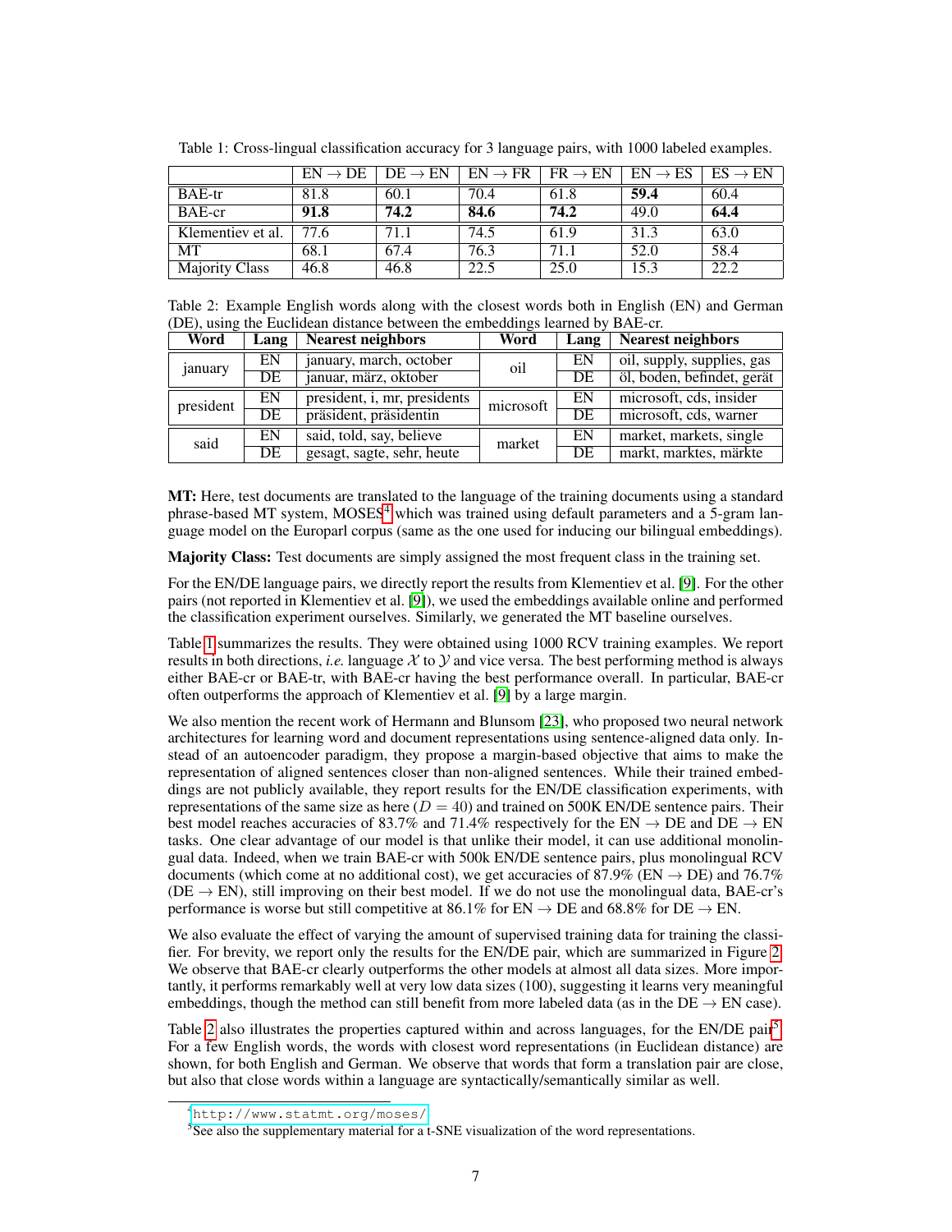Table 1: Cross-lingual classification accuracy for 3 language pairs, with 1000 labeled examples.

| | EN → DE | DE → EN | EN → FR | FR → EN | EN → ES | ES → EN |
|---|---|---|---|---|---|---|
| BAE-tr | 81.8 | 60.1 | 70.4 | 61.8 | **59.4** | 60.4 |
| BAE-cr | **91.8** | **74.2** | **84.6** | **74.2** | 49.0 | **64.4** |
| Klementiev et al. | 77.6 | 71.1 | 74.5 | 61.9 | 31.3 | 63.0 |
| MT | 68.1 | 67.4 | 76.3 | 71.1 | 52.0 | 58.4 |
| Majority Class | 46.8 | 46.8 | 22.5 | 25.0 | 15.3 | 22.2 |

Table 2: Example English words along with the closest words both in English (EN) and German (DE), using the Euclidean distance between the embeddings learned by BAE-cr.

| Word | Lang | Nearest neighbors | Word | Lang | Nearest neighbors |
|---|---|---|---|---|---|
| january | EN | january, march, october | oil | EN | oil, supply, supplies, gas |
| | DE | januar, märz, oktober | | DE | öl, boden, befindet, gerät |
| president | EN | president, i, mr, presidents | microsoft | EN | microsoft, cds, insider |
| | DE | präsident, präsidentin | | DE | microsoft, cds, warner |
| said | EN | said, told, say, believe | market | EN | market, markets, single |
| | DE | gesagt, sagte, sehr, heute | | DE | markt, marktes, märkte |

**MT:** Here, test documents are translated to the language of the training documents using a standard phrase-based MT system, MOSES[4] which was trained using default parameters and a 5-gram language model on the Europarl corpus (same as the one used for inducing our bilingual embeddings).

**Majority Class:** Test documents are simply assigned the most frequent class in the training set.

For the EN/DE language pairs, we directly report the results from Klementiev et al. [9]. For the other pairs (not reported in Klementiev et al. [9]), we used the embeddings available online and performed the classification experiment ourselves. Similarly, we generated the MT baseline ourselves.

Table 1 summarizes the results. They were obtained using 1000 RCV training examples. We report results in both directions, *i.e.* language $\mathcal{X}$ to $\mathcal{Y}$ and vice versa. The best performing method is always either BAE-cr or BAE-tr, with BAE-cr having the best performance overall. In particular, BAE-cr often outperforms the approach of Klementiev et al. [9] by a large margin.

We also mention the recent work of Hermann and Blunsom [23], who proposed two neural network architectures for learning word and document representations using sentence-aligned data only. Instead of an autoencoder paradigm, they propose a margin-based objective that aims to make the representation of aligned sentences closer than non-aligned sentences. While their trained embeddings are not publicly available, they report results for the EN/DE classification experiments, with representations of the same size as here ($D = 40$) and trained on 500K EN/DE sentence pairs. Their best model reaches accuracies of 83.7% and 71.4% respectively for the EN → DE and DE → EN tasks. One clear advantage of our model is that unlike their model, it can use additional monolingual data. Indeed, when we train BAE-cr with 500k EN/DE sentence pairs, plus monolingual RCV documents (which come at no additional cost), we get accuracies of 87.9% (EN → DE) and 76.7% (DE → EN), still improving on their best model. If we do not use the monolingual data, BAE-cr's performance is worse but still competitive at 86.1% for EN → DE and 68.8% for DE → EN.

We also evaluate the effect of varying the amount of supervised training data for training the classifier. For brevity, we report only the results for the EN/DE pair, which are summarized in Figure 2. We observe that BAE-cr clearly outperforms the other models at almost all data sizes. More importantly, it performs remarkably well at very low data sizes (100), suggesting it learns very meaningful embeddings, though the method can still benefit from more labeled data (as in the DE → EN case).

Table 2 also illustrates the properties captured within and across languages, for the EN/DE pair[5]. For a few English words, the words with closest word representations (in Euclidean distance) are shown, for both English and German. We observe that words that form a translation pair are close, but also that close words within a language are syntactically/semantically similar as well.

[4] http://www.statmt.org/moses/

[5] See also the supplementary material for a t-SNE visualization of the word representations.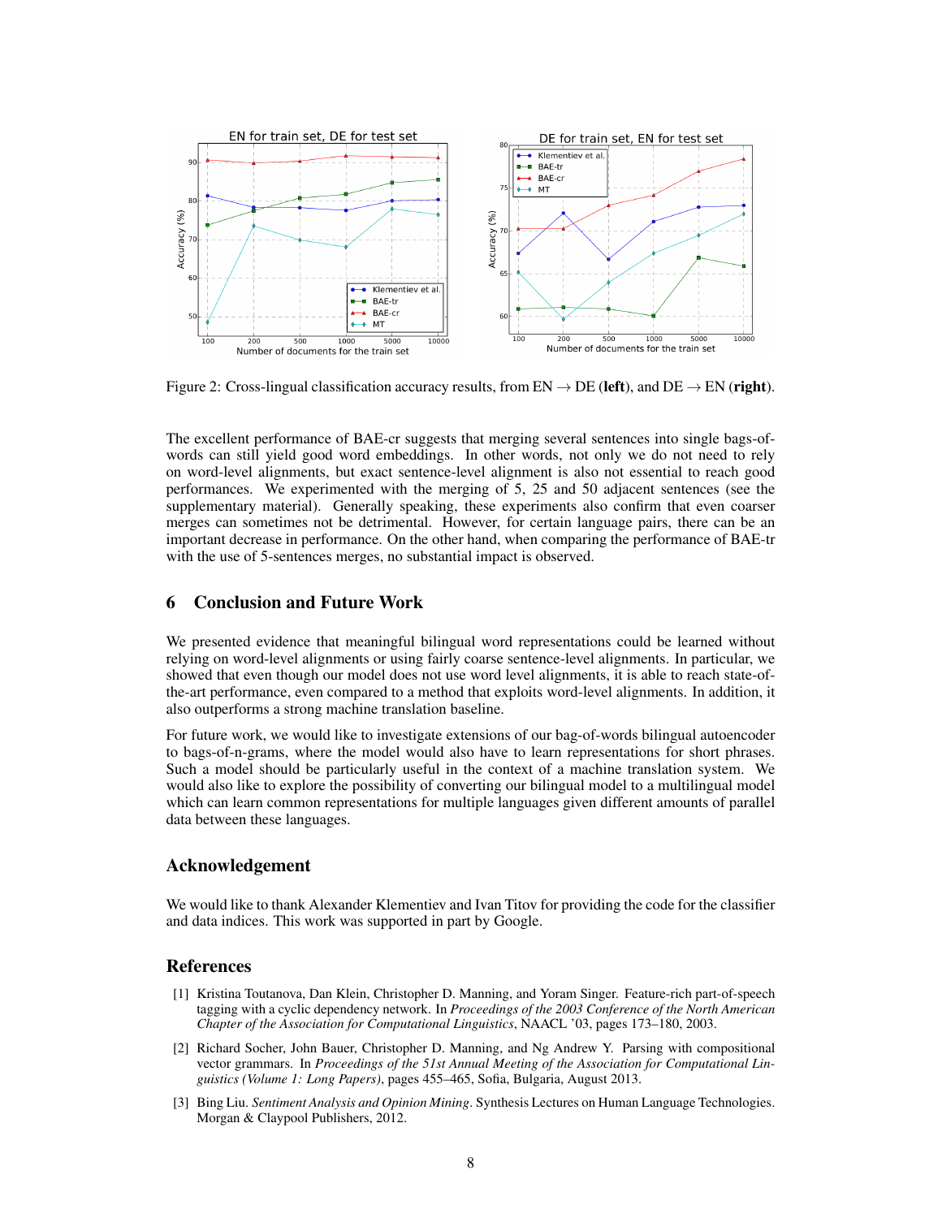Figure 2: Cross-lingual classification accuracy results, from EN → DE (**left**), and DE → EN (**right**).

The excellent performance of BAE-cr suggests that merging several sentences into single bags-of-words can still yield good word embeddings. In other words, not only we do not need to rely on word-level alignments, but exact sentence-level alignment is also not essential to reach good performances. We experimented with the merging of 5, 25 and 50 adjacent sentences (see the supplementary material). Generally speaking, these experiments also confirm that even coarser merges can sometimes not be detrimental. However, for certain language pairs, there can be an important decrease in performance. On the other hand, when comparing the performance of BAE-tr with the use of 5-sentences merges, no substantial impact is observed.

## 6 Conclusion and Future Work

We presented evidence that meaningful bilingual word representations could be learned without relying on word-level alignments or using fairly coarse sentence-level alignments. In particular, we showed that even though our model does not use word level alignments, it is able to reach state-of-the-art performance, even compared to a method that exploits word-level alignments. In addition, it also outperforms a strong machine translation baseline.

For future work, we would like to investigate extensions of our bag-of-words bilingual autoencoder to bags-of-n-grams, where the model would also have to learn representations for short phrases. Such a model should be particularly useful in the context of a machine translation system. We would also like to explore the possibility of converting our bilingual model to a multilingual model which can learn common representations for multiple languages given different amounts of parallel data between these languages.

## Acknowledgement

We would like to thank Alexander Klementiev and Ivan Titov for providing the code for the classifier and data indices. This work was supported in part by Google.

## References

[1] Kristina Toutanova, Dan Klein, Christopher D. Manning, and Yoram Singer. Feature-rich part-of-speech tagging with a cyclic dependency network. In *Proceedings of the 2003 Conference of the North American Chapter of the Association for Computational Linguistics*, NAACL '03, pages 173–180, 2003.

[2] Richard Socher, John Bauer, Christopher D. Manning, and Ng Andrew Y. Parsing with compositional vector grammars. In *Proceedings of the 51st Annual Meeting of the Association for Computational Linguistics (Volume 1: Long Papers)*, pages 455–465, Sofia, Bulgaria, August 2013.

[3] Bing Liu. *Sentiment Analysis and Opinion Mining*. Synthesis Lectures on Human Language Technologies. Morgan & Claypool Publishers, 2012.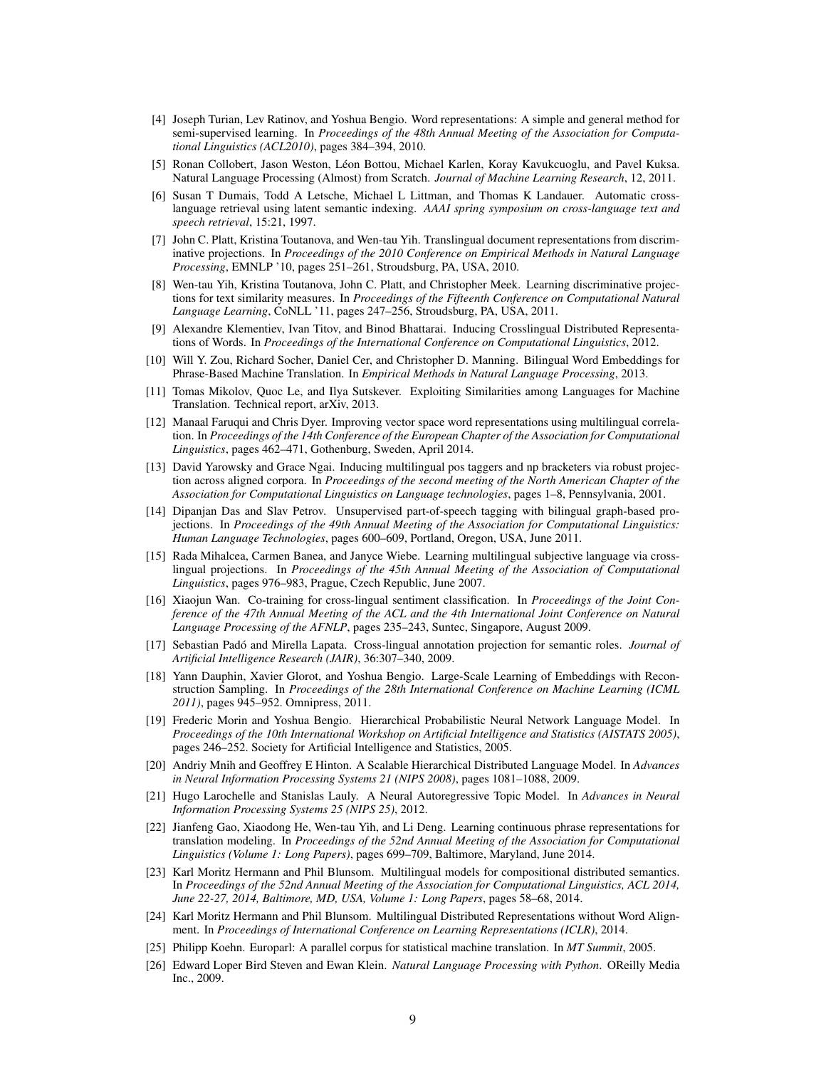[4] Joseph Turian, Lev Ratinov, and Yoshua Bengio. Word representations: A simple and general method for semi-supervised learning. In *Proceedings of the 48th Annual Meeting of the Association for Computational Linguistics (ACL2010)*, pages 384–394, 2010.

[5] Ronan Collobert, Jason Weston, Léon Bottou, Michael Karlen, Koray Kavukcuoglu, and Pavel Kuksa. Natural Language Processing (Almost) from Scratch. *Journal of Machine Learning Research*, 12, 2011.

[6] Susan T Dumais, Todd A Letsche, Michael L Littman, and Thomas K Landauer. Automatic cross-language retrieval using latent semantic indexing. *AAAI spring symposium on cross-language text and speech retrieval*, 15:21, 1997.

[7] John C. Platt, Kristina Toutanova, and Wen-tau Yih. Translingual document representations from discriminative projections. In *Proceedings of the 2010 Conference on Empirical Methods in Natural Language Processing*, EMNLP '10, pages 251–261, Stroudsburg, PA, USA, 2010.

[8] Wen-tau Yih, Kristina Toutanova, John C. Platt, and Christopher Meek. Learning discriminative projections for text similarity measures. In *Proceedings of the Fifteenth Conference on Computational Natural Language Learning*, CoNLL '11, pages 247–256, Stroudsburg, PA, USA, 2011.

[9] Alexandre Klementiev, Ivan Titov, and Binod Bhattarai. Inducing Crosslingual Distributed Representations of Words. In *Proceedings of the International Conference on Computational Linguistics*, 2012.

[10] Will Y. Zou, Richard Socher, Daniel Cer, and Christopher D. Manning. Bilingual Word Embeddings for Phrase-Based Machine Translation. In *Empirical Methods in Natural Language Processing*, 2013.

[11] Tomas Mikolov, Quoc Le, and Ilya Sutskever. Exploiting Similarities among Languages for Machine Translation. Technical report, arXiv, 2013.

[12] Manaal Faruqui and Chris Dyer. Improving vector space word representations using multilingual correlation. In *Proceedings of the 14th Conference of the European Chapter of the Association for Computational Linguistics*, pages 462–471, Gothenburg, Sweden, April 2014.

[13] David Yarowsky and Grace Ngai. Inducing multilingual pos taggers and np bracketers via robust projection across aligned corpora. In *Proceedings of the second meeting of the North American Chapter of the Association for Computational Linguistics on Language technologies*, pages 1–8, Pennsylvania, 2001.

[14] Dipanjan Das and Slav Petrov. Unsupervised part-of-speech tagging with bilingual graph-based projections. In *Proceedings of the 49th Annual Meeting of the Association for Computational Linguistics: Human Language Technologies*, pages 600–609, Portland, Oregon, USA, June 2011.

[15] Rada Mihalcea, Carmen Banea, and Janyce Wiebe. Learning multilingual subjective language via cross-lingual projections. In *Proceedings of the 45th Annual Meeting of the Association of Computational Linguistics*, pages 976–983, Prague, Czech Republic, June 2007.

[16] Xiaojun Wan. Co-training for cross-lingual sentiment classification. In *Proceedings of the Joint Conference of the 47th Annual Meeting of the ACL and the 4th International Joint Conference on Natural Language Processing of the AFNLP*, pages 235–243, Suntec, Singapore, August 2009.

[17] Sebastian Padó and Mirella Lapata. Cross-lingual annotation projection for semantic roles. *Journal of Artificial Intelligence Research (JAIR)*, 36:307–340, 2009.

[18] Yann Dauphin, Xavier Glorot, and Yoshua Bengio. Large-Scale Learning of Embeddings with Reconstruction Sampling. In *Proceedings of the 28th International Conference on Machine Learning (ICML 2011)*, pages 945–952. Omnipress, 2011.

[19] Frederic Morin and Yoshua Bengio. Hierarchical Probabilistic Neural Network Language Model. In *Proceedings of the 10th International Workshop on Artificial Intelligence and Statistics (AISTATS 2005)*, pages 246–252. Society for Artificial Intelligence and Statistics, 2005.

[20] Andriy Mnih and Geoffrey E Hinton. A Scalable Hierarchical Distributed Language Model. In *Advances in Neural Information Processing Systems 21 (NIPS 2008)*, pages 1081–1088, 2009.

[21] Hugo Larochelle and Stanislas Lauly. A Neural Autoregressive Topic Model. In *Advances in Neural Information Processing Systems 25 (NIPS 25)*, 2012.

[22] Jianfeng Gao, Xiaodong He, Wen-tau Yih, and Li Deng. Learning continuous phrase representations for translation modeling. In *Proceedings of the 52nd Annual Meeting of the Association for Computational Linguistics (Volume 1: Long Papers)*, pages 699–709, Baltimore, Maryland, June 2014.

[23] Karl Moritz Hermann and Phil Blunsom. Multilingual models for compositional distributed semantics. In *Proceedings of the 52nd Annual Meeting of the Association for Computational Linguistics, ACL 2014, June 22-27, 2014, Baltimore, MD, USA, Volume 1: Long Papers*, pages 58–68, 2014.

[24] Karl Moritz Hermann and Phil Blunsom. Multilingual Distributed Representations without Word Alignment. In *Proceedings of International Conference on Learning Representations (ICLR)*, 2014.

[25] Philipp Koehn. Europarl: A parallel corpus for statistical machine translation. In *MT Summit*, 2005.

[26] Edward Loper Bird Steven and Ewan Klein. *Natural Language Processing with Python*. OReilly Media Inc., 2009.